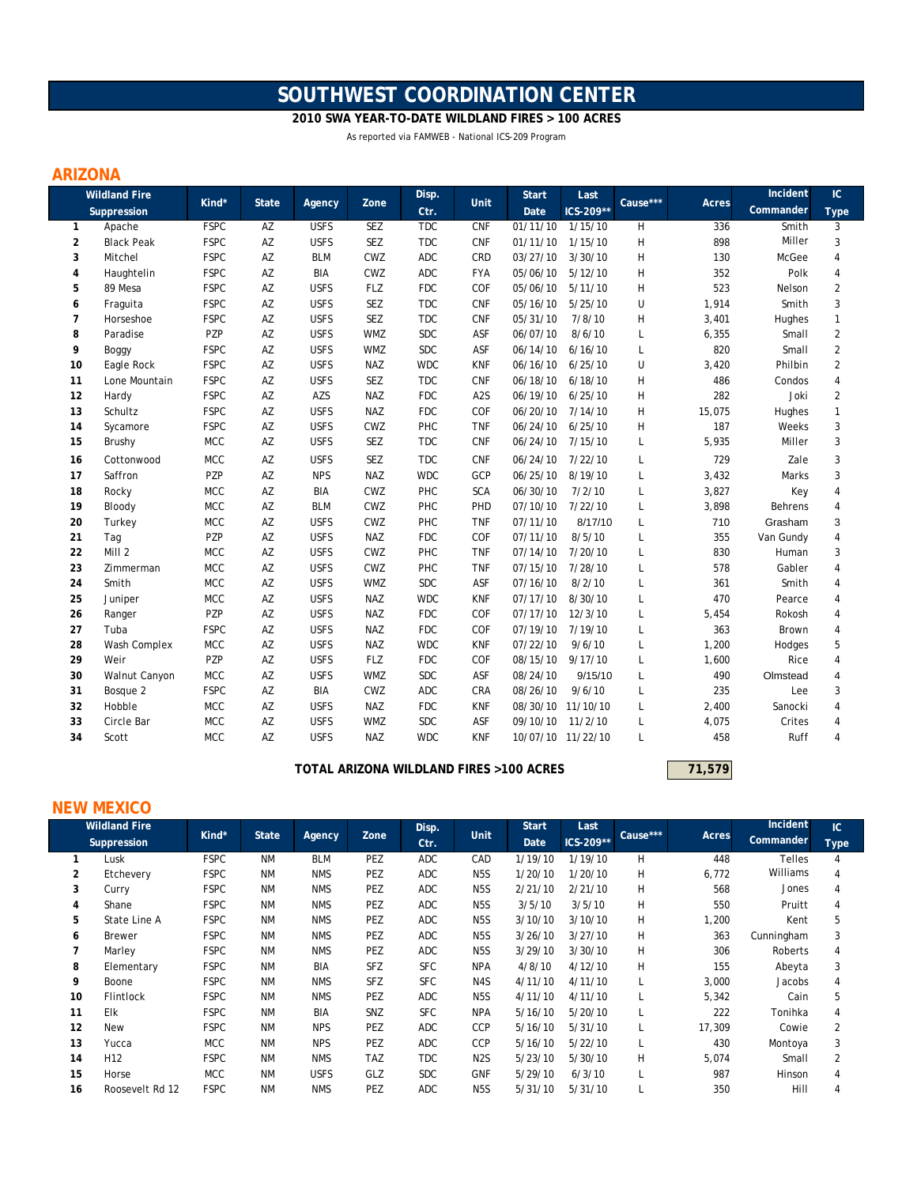# SOUTHWEST COORDINATION CENTER

**2010 SWA YEAR-TO-DATE WILDLAND FIRES > 100 ACRES**

As reported via FAMWEB - National ICS-209 Program

## ARIZONA

| | Wildland Fire Suppression | Kind* | State | Agency | Zone | Disp. Ctr. | Unit | Start Date | Last ICS-209** | Cause*** | Acres | Incident Commander | IC Type |
|---|---|---|---|---|---|---|---|---|---|---|---|---|---|
| 1 | Apache | FSPC | AZ | USFS | SEZ | TDC | CNF | 01/11/10 | 1/15/10 | H | 336 | Smith | 3 |
| 2 | Black Peak | FSPC | AZ | USFS | SEZ | TDC | CNF | 01/11/10 | 1/15/10 | H | 898 | Miller | 3 |
| 3 | Mitchel | FSPC | AZ | BLM | CWZ | ADC | CRD | 03/27/10 | 3/30/10 | H | 130 | McGee | 4 |
| 4 | Haughtelin | FSPC | AZ | BIA | CWZ | ADC | FYA | 05/06/10 | 5/12/10 | H | 352 | Polk | 4 |
| 5 | 89 Mesa | FSPC | AZ | USFS | FLZ | FDC | COF | 05/06/10 | 5/11/10 | H | 523 | Nelson | 2 |
| 6 | Fraguita | FSPC | AZ | USFS | SEZ | TDC | CNF | 05/16/10 | 5/25/10 | U | 1,914 | Smith | 3 |
| 7 | Horseshoe | FSPC | AZ | USFS | SEZ | TDC | CNF | 05/31/10 | 7/8/10 | H | 3,401 | Hughes | 1 |
| 8 | Paradise | PZP | AZ | USFS | WMZ | SDC | ASF | 06/07/10 | 8/6/10 | L | 6,355 | Small | 2 |
| 9 | Boggy | FSPC | AZ | USFS | WMZ | SDC | ASF | 06/14/10 | 6/16/10 | L | 820 | Small | 2 |
| 10 | Eagle Rock | FSPC | AZ | USFS | NAZ | WDC | KNF | 06/16/10 | 6/25/10 | U | 3,420 | Philbin | 2 |
| 11 | Lone Mountain | FSPC | AZ | USFS | SEZ | TDC | CNF | 06/18/10 | 6/18/10 | H | 486 | Condos | 4 |
| 12 | Hardy | FSPC | AZ | AZS | NAZ | FDC | A2S | 06/19/10 | 6/25/10 | H | 282 | Joki | 2 |
| 13 | Schultz | FSPC | AZ | USFS | NAZ | FDC | COF | 06/20/10 | 7/14/10 | H | 15,075 | Hughes | 1 |
| 14 | Sycamore | FSPC | AZ | USFS | CWZ | PHC | TNF | 06/24/10 | 6/25/10 | H | 187 | Weeks | 3 |
| 15 | Brushy | MCC | AZ | USFS | SEZ | TDC | CNF | 06/24/10 | 7/15/10 | L | 5,935 | Miller | 3 |
| 16 | Cottonwood | MCC | AZ | USFS | SEZ | TDC | CNF | 06/24/10 | 7/22/10 | L | 729 | Zale | 3 |
| 17 | Saffron | PZP | AZ | NPS | NAZ | WDC | GCP | 06/25/10 | 8/19/10 | L | 3,432 | Marks | 3 |
| 18 | Rocky | MCC | AZ | BIA | CWZ | PHC | SCA | 06/30/10 | 7/2/10 | L | 3,827 | Key | 4 |
| 19 | Bloody | MCC | AZ | BLM | CWZ | PHC | PHD | 07/10/10 | 7/22/10 | L | 3,898 | Behrens | 4 |
| 20 | Turkey | MCC | AZ | USFS | CWZ | PHC | TNF | 07/11/10 | 8/17/10 | L | 710 | Grasham | 3 |
| 21 | Tag | PZP | AZ | USFS | NAZ | FDC | COF | 07/11/10 | 8/5/10 | L | 355 | Van Gundy | 4 |
| 22 | Mill 2 | MCC | AZ | USFS | CWZ | PHC | TNF | 07/14/10 | 7/20/10 | L | 830 | Human | 3 |
| 23 | Zimmerman | MCC | AZ | USFS | CWZ | PHC | TNF | 07/15/10 | 7/28/10 | L | 578 | Gabler | 4 |
| 24 | Smith | MCC | AZ | USFS | WMZ | SDC | ASF | 07/16/10 | 8/2/10 | L | 361 | Smith | 4 |
| 25 | Juniper | MCC | AZ | USFS | NAZ | WDC | KNF | 07/17/10 | 8/30/10 | L | 470 | Pearce | 4 |
| 26 | Ranger | PZP | AZ | USFS | NAZ | FDC | COF | 07/17/10 | 12/3/10 | L | 5,454 | Rokosh | 4 |
| 27 | Tuba | FSPC | AZ | USFS | NAZ | FDC | COF | 07/19/10 | 7/19/10 | L | 363 | Brown | 4 |
| 28 | Wash Complex | MCC | AZ | USFS | NAZ | WDC | KNF | 07/22/10 | 9/6/10 | L | 1,200 | Hodges | 5 |
| 29 | Weir | PZP | AZ | USFS | FLZ | FDC | COF | 08/15/10 | 9/17/10 | L | 1,600 | Rice | 4 |
| 30 | Walnut Canyon | MCC | AZ | USFS | WMZ | SDC | ASF | 08/24/10 | 9/15/10 | L | 490 | Olmstead | 4 |
| 31 | Bosque 2 | FSPC | AZ | BIA | CWZ | ADC | CRA | 08/26/10 | 9/6/10 | L | 235 | Lee | 3 |
| 32 | Hobble | MCC | AZ | USFS | NAZ | FDC | KNF | 08/30/10 | 11/10/10 | L | 2,400 | Sanocki | 4 |
| 33 | Circle Bar | MCC | AZ | USFS | WMZ | SDC | ASF | 09/10/10 | 11/2/10 | L | 4,075 | Crites | 4 |
| 34 | Scott | MCC | AZ | USFS | NAZ | WDC | KNF | 10/07/10 | 11/22/10 | L | 458 | Ruff | 4 |

**TOTAL ARIZONA WILDLAND FIRES >100 ACRES** **71,579**

## NEW MEXICO

| | Wildland Fire Suppression | Kind* | State | Agency | Zone | Disp. Ctr. | Unit | Start Date | Last ICS-209** | Cause*** | Acres | Incident Commander | IC Type |
|---|---|---|---|---|---|---|---|---|---|---|---|---|---|
| 1 | Lusk | FSPC | NM | BLM | PEZ | ADC | CAD | 1/19/10 | 1/19/10 | H | 448 | Telles | 4 |
| 2 | Etchevery | FSPC | NM | NMS | PEZ | ADC | N5S | 1/20/10 | 1/20/10 | H | 6,772 | Williams | 4 |
| 3 | Curry | FSPC | NM | NMS | PEZ | ADC | N5S | 2/21/10 | 2/21/10 | H | 568 | Jones | 4 |
| 4 | Shane | FSPC | NM | NMS | PEZ | ADC | N5S | 3/5/10 | 3/5/10 | H | 550 | Pruitt | 4 |
| 5 | State Line A | FSPC | NM | NMS | PEZ | ADC | N5S | 3/10/10 | 3/10/10 | H | 1,200 | Kent | 5 |
| 6 | Brewer | FSPC | NM | NMS | PEZ | ADC | N5S | 3/26/10 | 3/27/10 | H | 363 | Cunningham | 3 |
| 7 | Marley | FSPC | NM | NMS | PEZ | ADC | N5S | 3/29/10 | 3/30/10 | H | 306 | Roberts | 4 |
| 8 | Elementary | FSPC | NM | BIA | SFZ | SFC | NPA | 4/8/10 | 4/12/10 | H | 155 | Abeyta | 3 |
| 9 | Boone | FSPC | NM | NMS | SFZ | SFC | N4S | 4/11/10 | 4/11/10 | L | 3,000 | Jacobs | 4 |
| 10 | Flintlock | FSPC | NM | NMS | PEZ | ADC | N5S | 4/11/10 | 4/11/10 | L | 5,342 | Cain | 5 |
| 11 | Elk | FSPC | NM | BIA | SNZ | SFC | NPA | 5/16/10 | 5/20/10 | L | 222 | Tonihka | 4 |
| 12 | New | FSPC | NM | NPS | PEZ | ADC | CCP | 5/16/10 | 5/31/10 | L | 17,309 | Cowie | 2 |
| 13 | Yucca | MCC | NM | NPS | PEZ | ADC | CCP | 5/16/10 | 5/22/10 | L | 430 | Montoya | 3 |
| 14 | H12 | FSPC | NM | NMS | TAZ | TDC | N2S | 5/23/10 | 5/30/10 | H | 5,074 | Small | 2 |
| 15 | Horse | MCC | NM | USFS | GLZ | SDC | GNF | 5/29/10 | 6/3/10 | L | 987 | Hinson | 4 |
| 16 | Roosevelt Rd 12 | FSPC | NM | NMS | PEZ | ADC | N5S | 5/31/10 | 5/31/10 | L | 350 | Hill | 4 |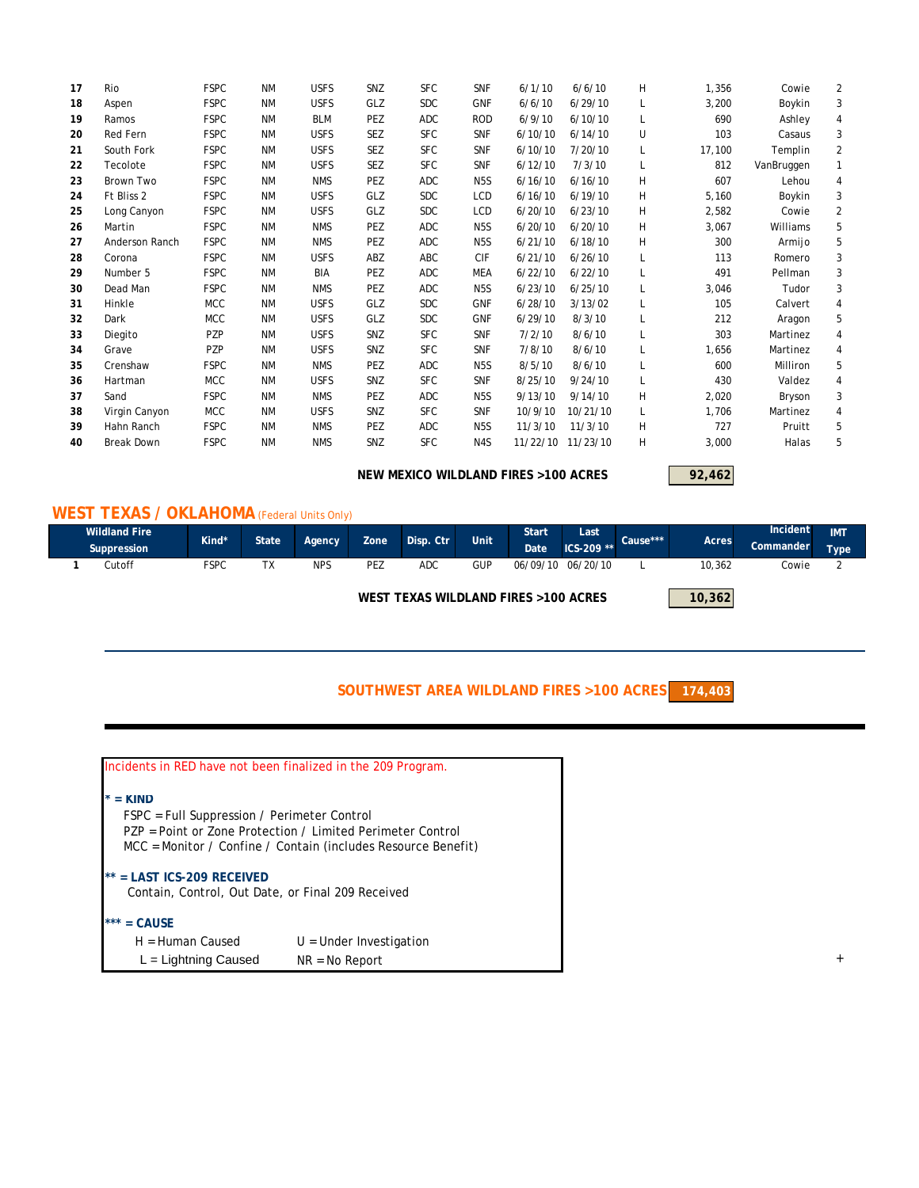| | | | | | | | | | | | | | |
|---|---|---|---|---|---|---|---|---|---|---|---|---|---|
| **17** | Rio | FSPC | NM | USFS | SNZ | SFC | SNF | 6/1/10 | 6/6/10 | H | 1,356 | Cowie | 2 |
| **18** | Aspen | FSPC | NM | USFS | GLZ | SDC | GNF | 6/6/10 | 6/29/10 | L | 3,200 | Boykin | 3 |
| **19** | Ramos | FSPC | NM | BLM | PEZ | ADC | ROD | 6/9/10 | 6/10/10 | L | 690 | Ashley | 4 |
| **20** | Red Fern | FSPC | NM | USFS | SEZ | SFC | SNF | 6/10/10 | 6/14/10 | U | 103 | Casaus | 3 |
| **21** | South Fork | FSPC | NM | USFS | SEZ | SFC | SNF | 6/10/10 | 7/20/10 | L | 17,100 | Templin | 2 |
| **22** | Tecolote | FSPC | NM | USFS | SEZ | SFC | SNF | 6/12/10 | 7/3/10 | L | 812 | VanBruggen | 1 |
| **23** | Brown Two | FSPC | NM | NMS | PEZ | ADC | N5S | 6/16/10 | 6/16/10 | H | 607 | Lehou | 4 |
| **24** | Ft Bliss 2 | FSPC | NM | USFS | GLZ | SDC | LCD | 6/16/10 | 6/19/10 | H | 5,160 | Boykin | 3 |
| **25** | Long Canyon | FSPC | NM | USFS | GLZ | SDC | LCD | 6/20/10 | 6/23/10 | H | 2,582 | Cowie | 2 |
| **26** | Martin | FSPC | NM | NMS | PEZ | ADC | N5S | 6/20/10 | 6/20/10 | H | 3,067 | Williams | 5 |
| **27** | Anderson Ranch | FSPC | NM | NMS | PEZ | ADC | N5S | 6/21/10 | 6/18/10 | H | 300 | Armijo | 5 |
| **28** | Corona | FSPC | NM | USFS | ABZ | ABC | CIF | 6/21/10 | 6/26/10 | L | 113 | Romero | 3 |
| **29** | Number 5 | FSPC | NM | BIA | PEZ | ADC | MEA | 6/22/10 | 6/22/10 | L | 491 | Pellman | 3 |
| **30** | Dead Man | FSPC | NM | NMS | PEZ | ADC | N5S | 6/23/10 | 6/25/10 | L | 3,046 | Tudor | 3 |
| **31** | Hinkle | MCC | NM | USFS | GLZ | SDC | GNF | 6/28/10 | 3/13/02 | L | 105 | Calvert | 4 |
| **32** | Dark | MCC | NM | USFS | GLZ | SDC | GNF | 6/29/10 | 8/3/10 | L | 212 | Aragon | 5 |
| **33** | Diegito | PZP | NM | USFS | SNZ | SFC | SNF | 7/2/10 | 8/6/10 | L | 303 | Martinez | 4 |
| **34** | Grave | PZP | NM | USFS | SNZ | SFC | SNF | 7/8/10 | 8/6/10 | L | 1,656 | Martinez | 4 |
| **35** | Crenshaw | FSPC | NM | NMS | PEZ | ADC | N5S | 8/5/10 | 8/6/10 | L | 600 | Milliron | 5 |
| **36** | Hartman | MCC | NM | USFS | SNZ | SFC | SNF | 8/25/10 | 9/24/10 | L | 430 | Valdez | 4 |
| **37** | Sand | FSPC | NM | NMS | PEZ | ADC | N5S | 9/13/10 | 9/14/10 | H | 2,020 | Bryson | 3 |
| **38** | Virgin Canyon | MCC | NM | USFS | SNZ | SFC | SNF | 10/9/10 | 10/21/10 | L | 1,706 | Martinez | 4 |
| **39** | Hahn Ranch | FSPC | NM | NMS | PEZ | ADC | N5S | 11/3/10 | 11/3/10 | H | 727 | Pruitt | 5 |
| **40** | Break Down | FSPC | NM | NMS | SNZ | SFC | N4S | 11/22/10 | 11/23/10 | H | 3,000 | Halas | 5 |

**NEW MEXICO WILDLAND FIRES >100 ACRES** **92,462**

## WEST TEXAS / OKLAHOMA (Federal Units Only)

| | Wildland Fire Suppression | Kind* | State | Agency | Zone | Disp. Ctr | Unit | Start Date | Last ICS-209 ** | Cause*** | Acres | Incident Commander | IMT Type |
|---|---|---|---|---|---|---|---|---|---|---|---|---|---|
| **1** | Cutoff | FSPC | TX | NPS | PEZ | ADC | GUP | 06/09/10 | 06/20/10 | L | 10,362 | Cowie | 2 |

**WEST TEXAS WILDLAND FIRES >100 ACRES** **10,362**

**SOUTHWEST AREA WILDLAND FIRES >100 ACRES** **174,403**

Incidents in RED have not been finalized in the 209 Program.

*** = KIND**
FSPC = Full Suppression / Perimeter Control
PZP = Point or Zone Protection / Limited Perimeter Control
MCC = Monitor / Confine / Contain (includes Resource Benefit)

**** = LAST ICS-209 RECEIVED**
Contain, Control, Out Date, or Final 209 Received

***** = CAUSE**
H = Human Caused    U = Under Investigation
L = Lightning Caused    NR = No Report

+